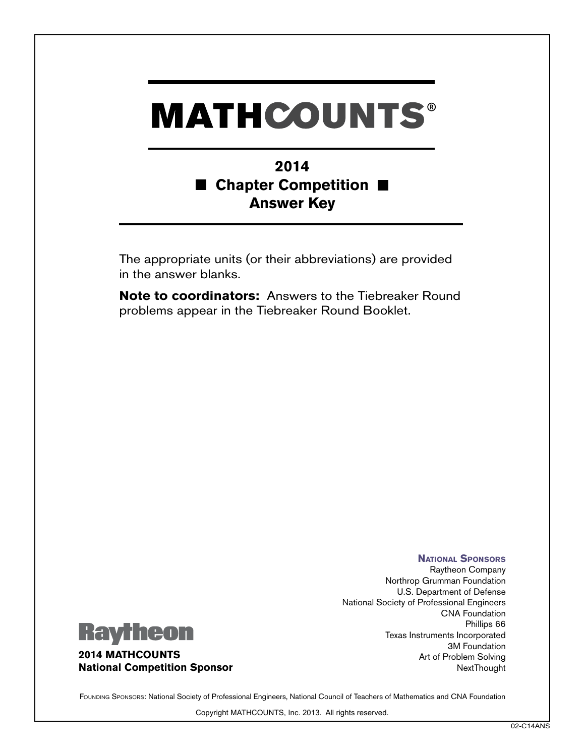# MATHCOUNTS®

## 2014
## ■ Chapter Competition ■
## Answer Key

The appropriate units (or their abbreviations) are provided in the answer blanks.

**Note to coordinators:** Answers to the Tiebreaker Round problems appear in the Tiebreaker Round Booklet.

**National Sponsors**

Raytheon Company
Northrop Grumman Foundation
U.S. Department of Defense
National Society of Professional Engineers
CNA Foundation
Phillips 66
Texas Instruments Incorporated
3M Foundation
Art of Problem Solving
NextThought

Raytheon

**2014 MATHCOUNTS**
**National Competition Sponsor**

Founding Sponsors: National Society of Professional Engineers, National Council of Teachers of Mathematics and CNA Foundation

Copyright MATHCOUNTS, Inc. 2013. All rights reserved.

02-C14ANS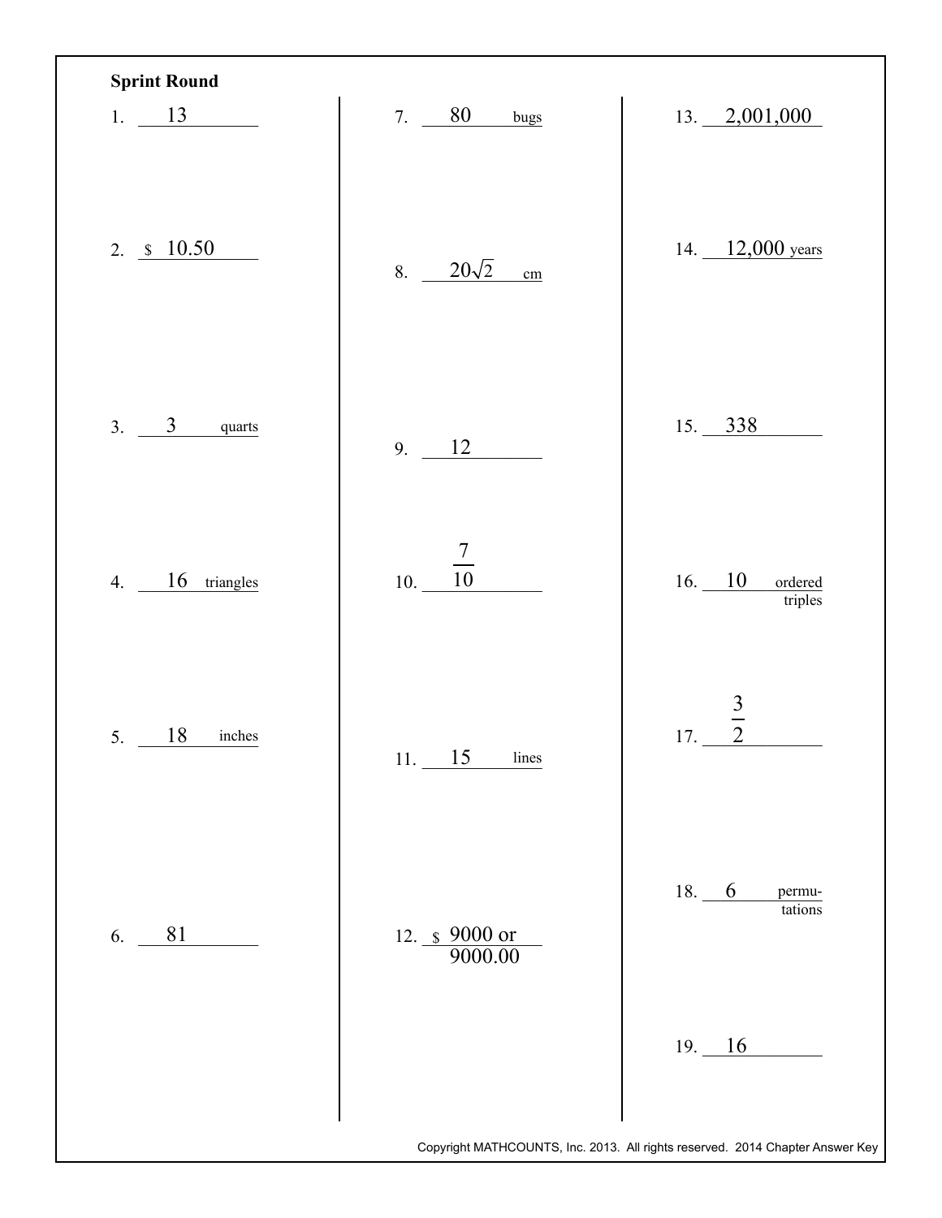**Sprint Round**

1. 13
2. $ 10.50
3. 3 quarts
4. 16 triangles
5. 18 inches
6. 81
7. 80 bugs
8. $20\sqrt{2}$ cm
9. 12
10. $\frac{7}{10}$
11. 15 lines
12. $ 9000 or 9000.00
13. 2,001,000
14. 12,000 years
15. 338
16. 10 ordered triples
17. $\frac{3}{2}$
18. 6 permutations
19. 16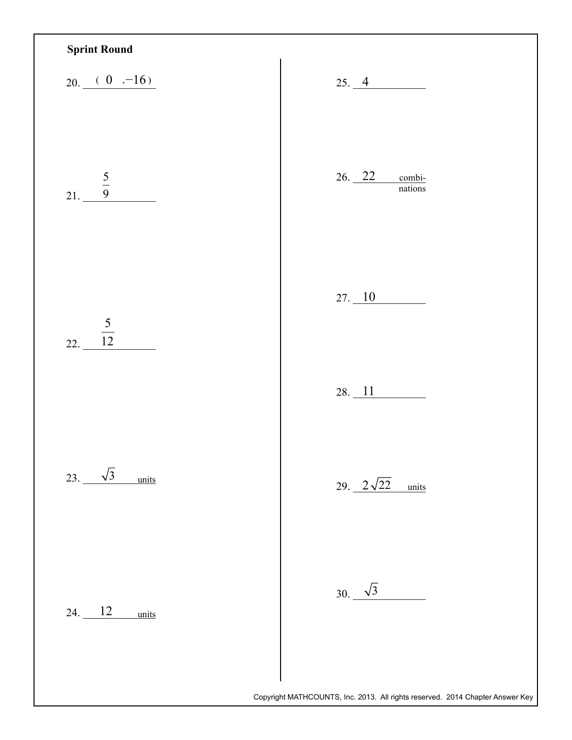**Sprint Round**

20. $(0, -16)$

21. $\frac{5}{9}$

22. $\frac{5}{12}$

23. $\sqrt{3}$ units

24. 12 units

25. 4

26. 22 combinations

27. 10

28. 11

29. $2\sqrt{22}$ units

30. $\sqrt{3}$

Copyright MATHCOUNTS, Inc. 2013. All rights reserved. 2014 Chapter Answer Key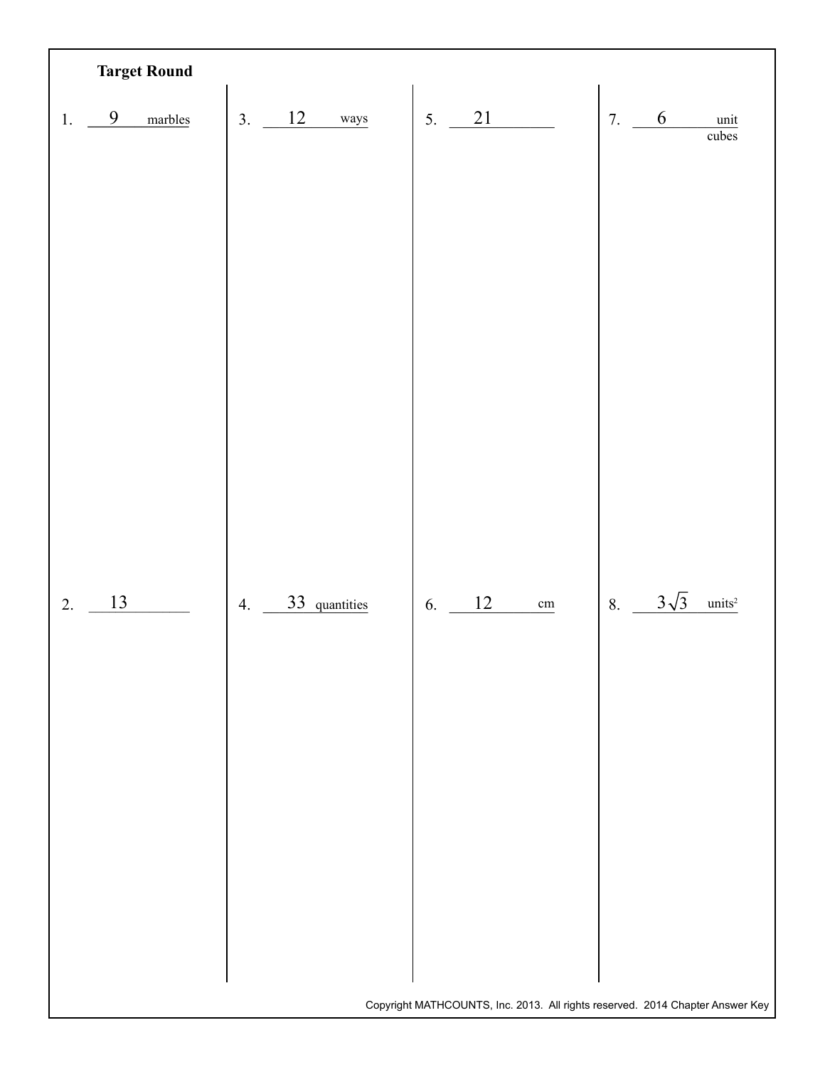## Target Round

1. 9 marbles

2. 13

3. 12 ways

4. 33 quantities

5. 21

6. 12 cm

7. 6 unit cubes

8. $3\sqrt{3}$ units$^2$

Copyright MATHCOUNTS, Inc. 2013. All rights reserved. 2014 Chapter Answer Key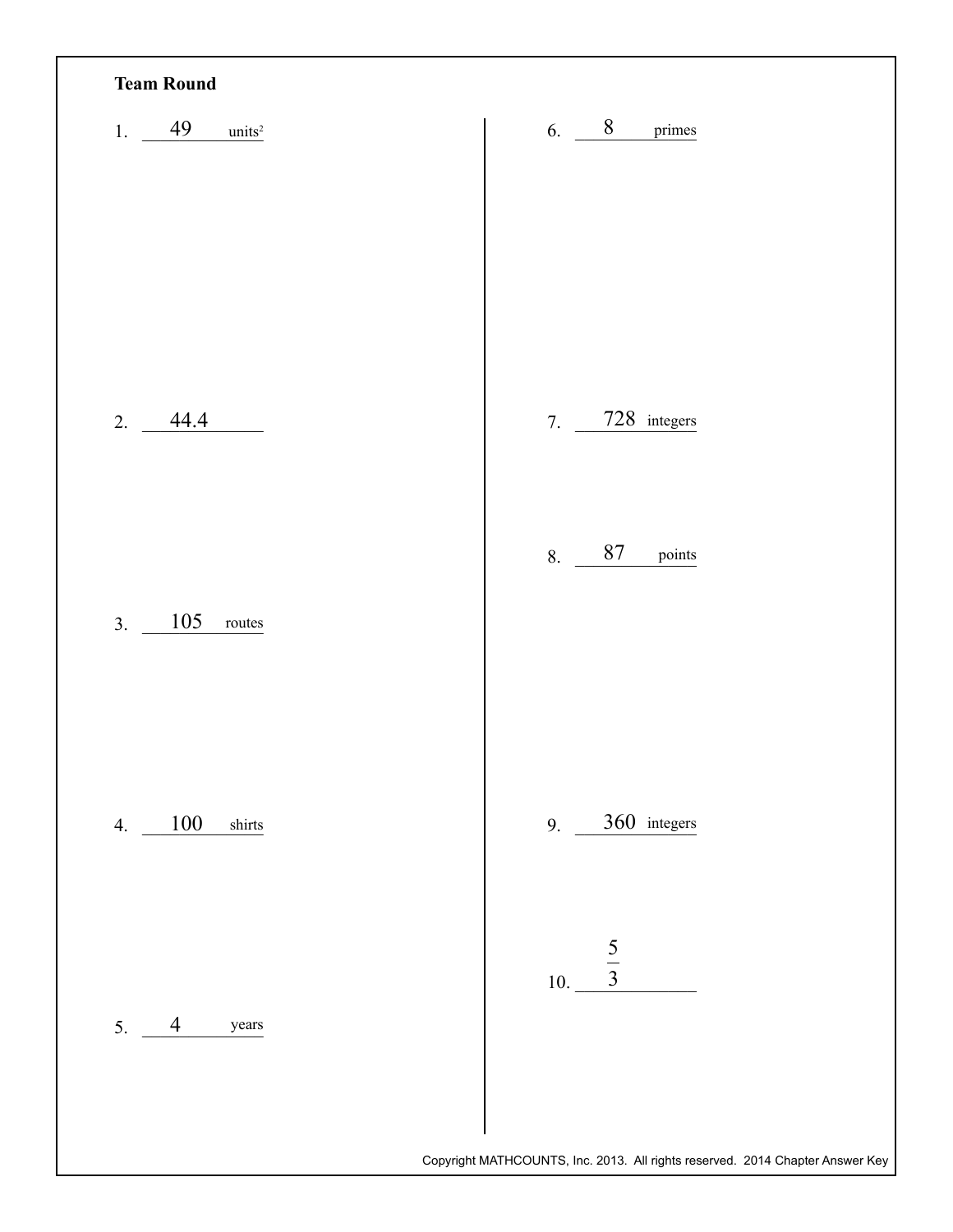## Team Round

1. 49 units²

2. 44.4

3. 105 routes

4. 100 shirts

5. 4 years

6. 8 primes

7. 728 integers

8. 87 points

9. 360 integers

10. $\frac{5}{3}$

Copyright MATHCOUNTS, Inc. 2013. All rights reserved. 2014 Chapter Answer Key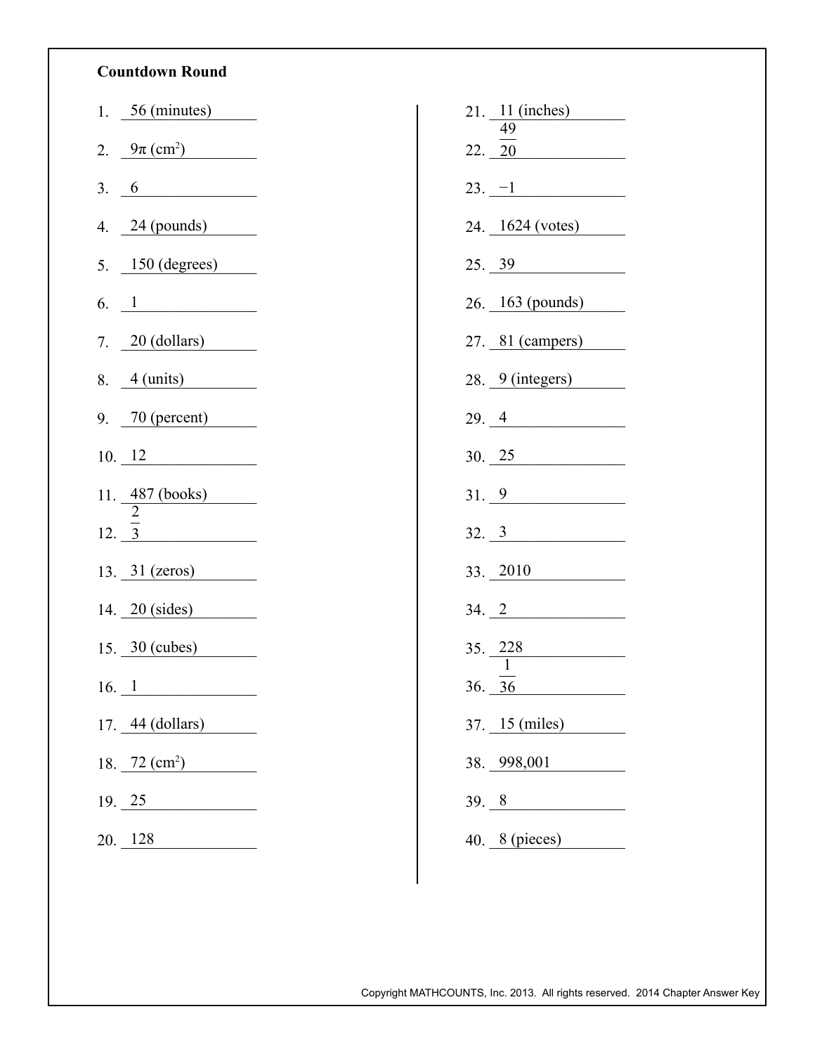**Countdown Round**

1. 56 (minutes)
2. $9\pi$ (cm$^2$)
3. 6
4. 24 (pounds)
5. 150 (degrees)
6. 1
7. 20 (dollars)
8. 4 (units)
9. 70 (percent)
10. 12
11. 487 (books)
12. $\frac{2}{3}$
13. 31 (zeros)
14. 20 (sides)
15. 30 (cubes)
16. 1
17. 44 (dollars)
18. 72 (cm$^2$)
19. 25
20. 128
21. 11 (inches)
22. $\frac{49}{20}$
23. $-1$
24. 1624 (votes)
25. 39
26. 163 (pounds)
27. 81 (campers)
28. 9 (integers)
29. 4
30. 25
31. 9
32. 3
33. 2010
34. 2
35. 228
36. $\frac{1}{36}$
37. 15 (miles)
38. 998,001
39. 8
40. 8 (pieces)

Copyright MATHCOUNTS, Inc. 2013. All rights reserved. 2014 Chapter Answer Key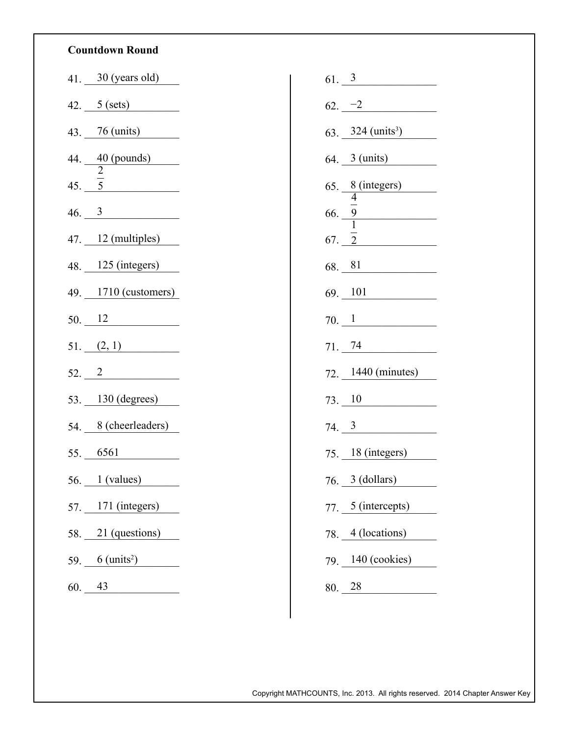**Countdown Round**

41. 30 (years old)
42. 5 (sets)
43. 76 (units)
44. 40 (pounds)
45. $\frac{2}{5}$
46. 3
47. 12 (multiples)
48. 125 (integers)
49. 1710 (customers)
50. 12
51. (2, 1)
52. 2
53. 130 (degrees)
54. 8 (cheerleaders)
55. 6561
56. 1 (values)
57. 171 (integers)
58. 21 (questions)
59. 6 (units$^2$)
60. 43
61. 3
62. $-2$
63. 324 (units$^3$)
64. 3 (units)
65. 8 (integers)
66. $\frac{4}{9}$
67. $\frac{1}{2}$
68. 81
69. 101
70. 1
71. 74
72. 1440 (minutes)
73. 10
74. 3
75. 18 (integers)
76. 3 (dollars)
77. 5 (intercepts)
78. 4 (locations)
79. 140 (cookies)
80. 28

Copyright MATHCOUNTS, Inc. 2013. All rights reserved. 2014 Chapter Answer Key